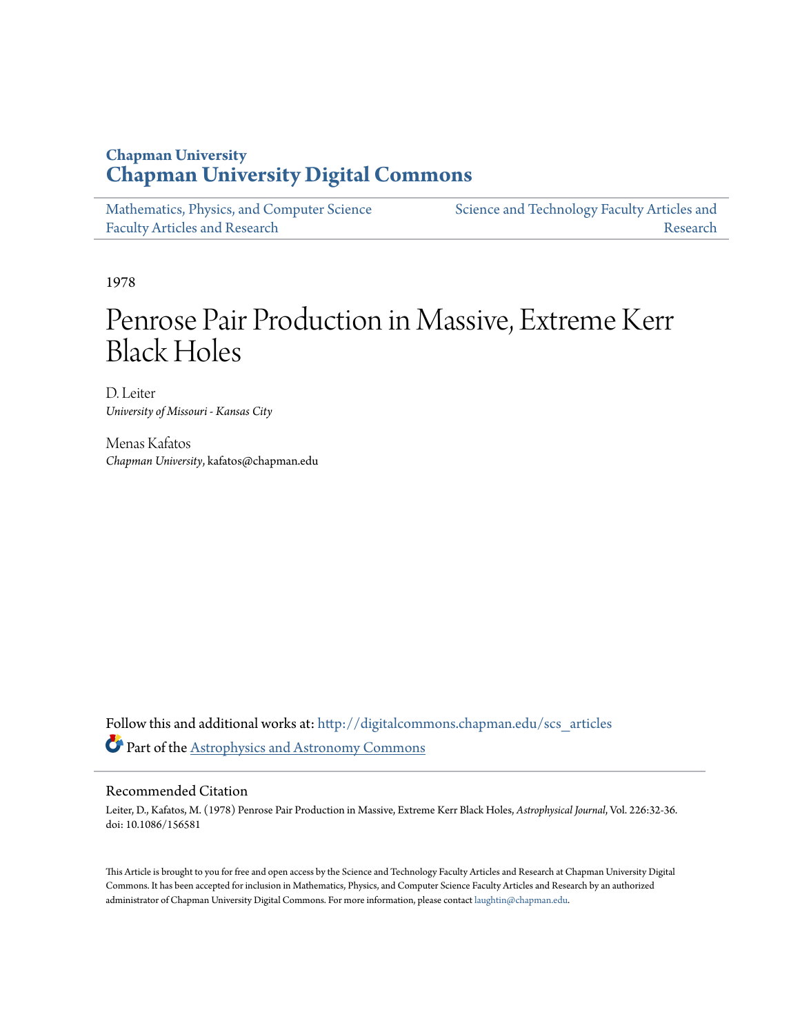# Chapman University
# Chapman University Digital Commons

Mathematics, Physics, and Computer Science Faculty Articles and Research

Science and Technology Faculty Articles and Research

1978

# Penrose Pair Production in Massive, Extreme Kerr Black Holes

D. Leiter
*University of Missouri - Kansas City*

Menas Kafatos
*Chapman University*, kafatos@chapman.edu

Follow this and additional works at: http://digitalcommons.chapman.edu/scs_articles

Part of the Astrophysics and Astronomy Commons

## Recommended Citation

Leiter, D., Kafatos, M. (1978) Penrose Pair Production in Massive, Extreme Kerr Black Holes, *Astrophysical Journal*, Vol. 226:32-36. doi: 10.1086/156581

This Article is brought to you for free and open access by the Science and Technology Faculty Articles and Research at Chapman University Digital Commons. It has been accepted for inclusion in Mathematics, Physics, and Computer Science Faculty Articles and Research by an authorized administrator of Chapman University Digital Commons. For more information, please contact laughtin@chapman.edu.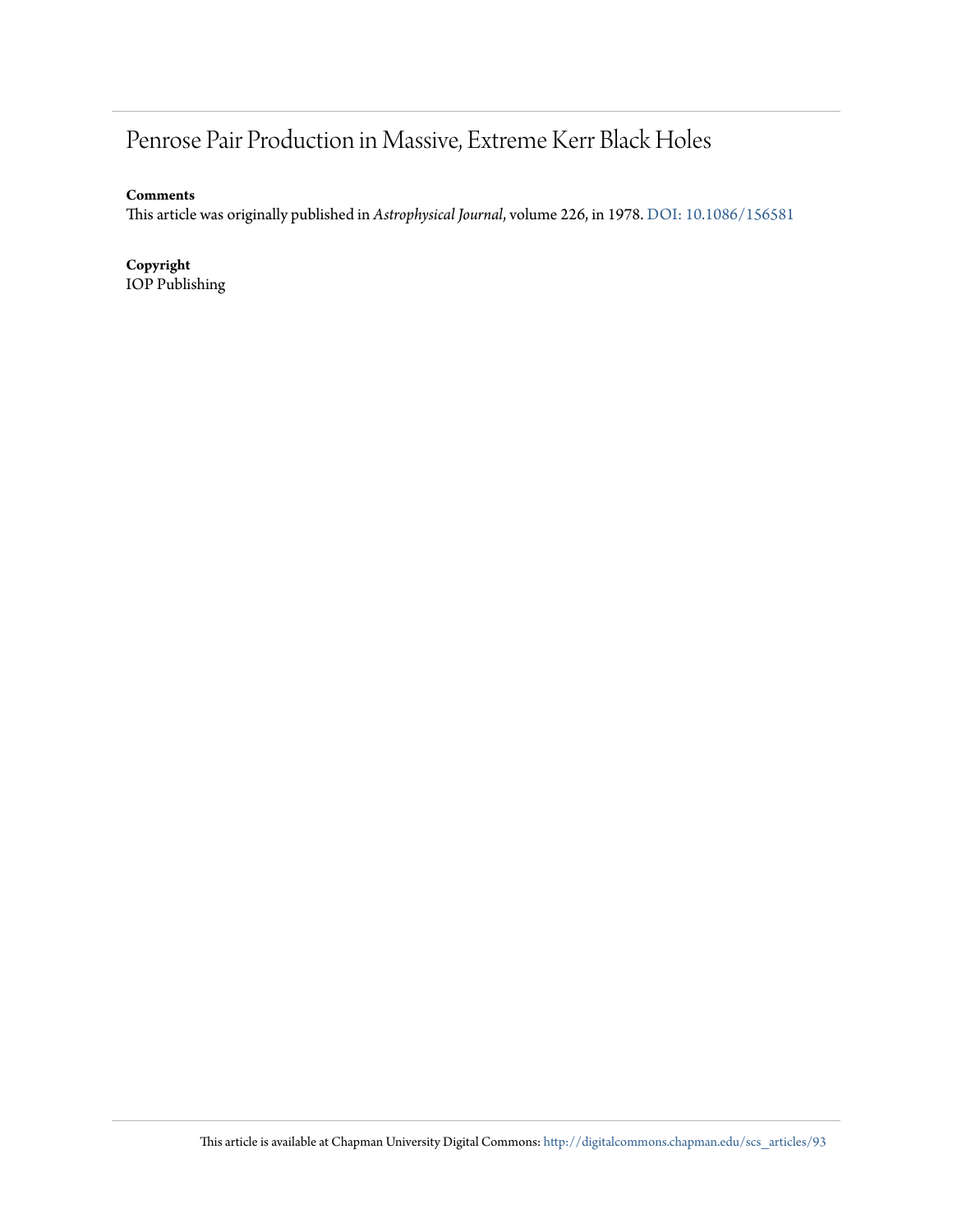# Penrose Pair Production in Massive, Extreme Kerr Black Holes

**Comments**

This article was originally published in *Astrophysical Journal*, volume 226, in 1978. DOI: 10.1086/156581

**Copyright**

IOP Publishing

This article is available at Chapman University Digital Commons: http://digitalcommons.chapman.edu/scs_articles/93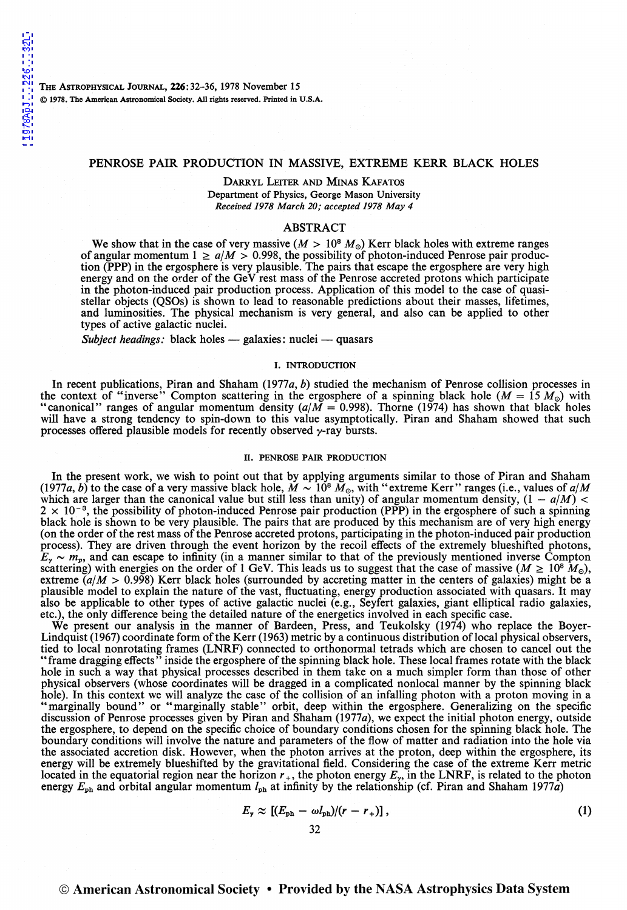THE ASTROPHYSICAL JOURNAL, 226:32–36, 1978 November 15
© 1978. The American Astronomical Society. All rights reserved. Printed in U.S.A.

# PENROSE PAIR PRODUCTION IN MASSIVE, EXTREME KERR BLACK HOLES

DARRYL LEITER AND MINAS KAFATOS
Department of Physics, George Mason University
*Received 1978 March 20; accepted 1978 May 4*

## ABSTRACT

We show that in the case of very massive ($M > 10^8 M_\odot$) Kerr black holes with extreme ranges of angular momentum $1 \geq a/M > 0.998$, the possibility of photon-induced Penrose pair production (PPP) in the ergosphere is very plausible. The pairs that escape the ergosphere are very high energy and on the order of the GeV rest mass of the Penrose accreted protons which participate in the photon-induced pair production process. Application of this model to the case of quasi-stellar objects (QSOs) is shown to lead to reasonable predictions about their masses, lifetimes, and luminosities. The physical mechanism is very general, and also can be applied to other types of active galactic nuclei.

*Subject headings:* black holes — galaxies: nuclei — quasars

## I. INTRODUCTION

In recent publications, Piran and Shaham (1977*a*, *b*) studied the mechanism of Penrose collision processes in the context of "inverse" Compton scattering in the ergosphere of a spinning black hole ($M = 15 M_\odot$) with "canonical" ranges of angular momentum density ($a/M = 0.998$). Thorne (1974) has shown that black holes will have a strong tendency to spin-down to this value asymptotically. Piran and Shaham showed that such processes offered plausible models for recently observed $\gamma$-ray bursts.

## II. PENROSE PAIR PRODUCTION

In the present work, we wish to point out that by applying arguments similar to those of Piran and Shaham (1977*a*, *b*) to the case of a very massive black hole, $M \sim 10^8 M_\odot$, with "extreme Kerr" ranges (i.e., values of $a/M$ which are larger than the canonical value but still less than unity) of angular momentum density, $(1 - a/M) < 2 \times 10^{-3}$, the possibility of photon-induced Penrose pair production (PPP) in the ergosphere of such a spinning black hole is shown to be very plausible. The pairs that are produced by this mechanism are of very high energy (on the order of the rest mass of the Penrose accreted protons, participating in the photon-induced pair production process). They are driven through the event horizon by the recoil effects of the extremely blueshifted photons, $E_\gamma \sim m_p$, and can escape to infinity (in a manner similar to that of the previously mentioned inverse Compton scattering) with energies on the order of 1 GeV. This leads us to suggest that the case of massive ($M \geq 10^8 M_\odot$), extreme ($a/M > 0.998$) Kerr black holes (surrounded by accreting matter in the centers of galaxies) might be a plausible model to explain the nature of the vast, fluctuating, energy production associated with quasars. It may also be applicable to other types of active galactic nuclei (e.g., Seyfert galaxies, giant elliptical radio galaxies, etc.), the only difference being the detailed nature of the energetics involved in each specific case.

We present our analysis in the manner of Bardeen, Press, and Teukolsky (1974) who replace the Boyer-Lindquist (1967) coordinate form of the Kerr (1963) metric by a continuous distribution of local physical observers, tied to local nonrotating frames (LNRF) connected to orthonormal tetrads which are chosen to cancel out the "frame dragging effects" inside the ergosphere of the spinning black hole. These local frames rotate with the black hole in such a way that physical processes described in them take on a much simpler form than those of other physical observers (whose coordinates will be dragged in a complicated nonlocal manner by the spinning black hole). In this context we will analyze the case of the collision of an infalling photon with a proton moving in a "marginally bound" or "marginally stable" orbit, deep within the ergosphere. Generalizing on the specific discussion of Penrose processes given by Piran and Shaham (1977*a*), we expect the initial photon energy, outside the ergosphere, to depend on the specific choice of boundary conditions chosen for the spinning black hole. The boundary conditions will involve the nature and parameters of the flow of matter and radiation into the hole via the associated accretion disk. However, when the photon arrives at the proton, deep within the ergosphere, its energy will be extremely blueshifted by the gravitational field. Considering the case of the extreme Kerr metric located in the equatorial region near the horizon $r_+$, the photon energy $E_\gamma$, in the LNRF, is related to the photon energy $E_{\text{ph}}$ and orbital angular momentum $l_{\text{ph}}$ at infinity by the relationship (cf. Piran and Shaham 1977*a*)

$$E_\gamma \approx [(E_{\text{ph}} - \omega l_{\text{ph}})/(r - r_+)] , \tag{1}$$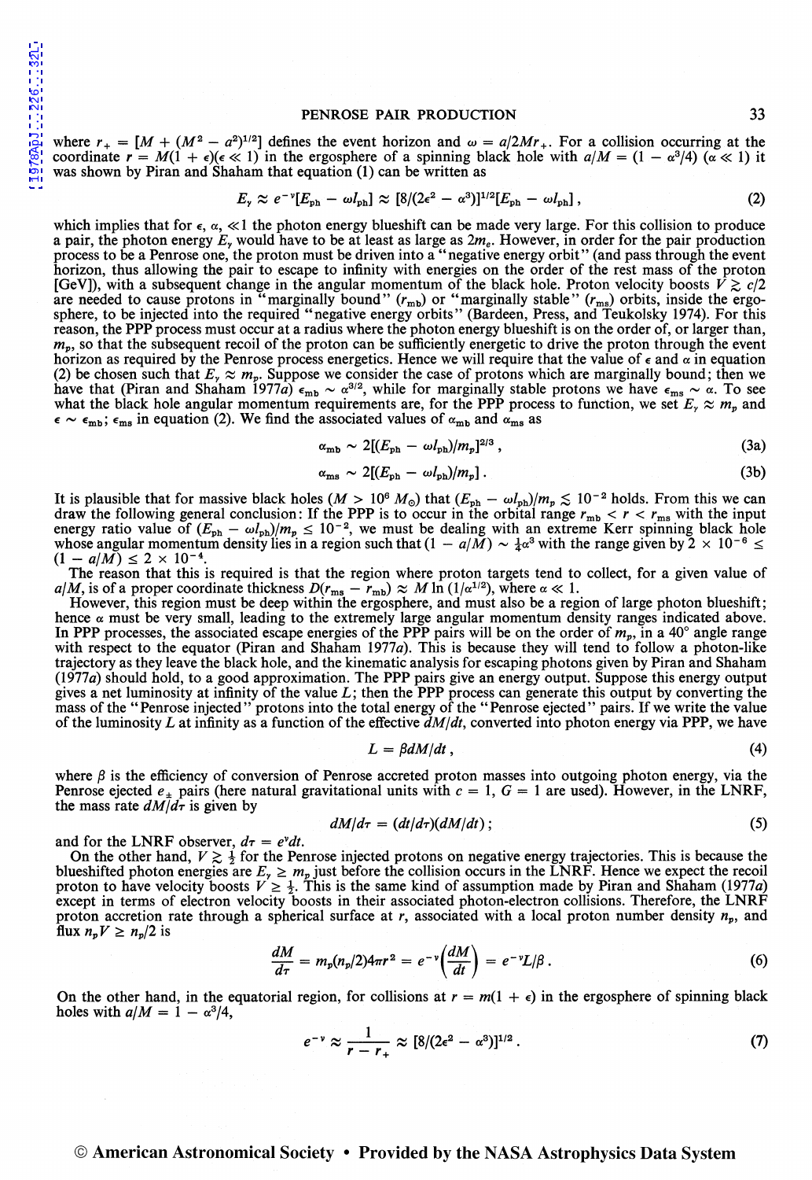where $r_+ = [M + (M^2 - a^2)^{1/2}]$ defines the event horizon and $\omega = a/2Mr_+$. For a collision occurring at the coordinate $r = M(1 + \epsilon)(\epsilon \ll 1)$ in the ergosphere of a spinning black hole with $a/M = (1 - \alpha^3/4)$ $(\alpha \ll 1)$ it was shown by Piran and Shaham that equation (1) can be written as

$$E_\gamma \approx e^{-\nu}[E_{\text{ph}} - \omega l_{\text{ph}}] \approx [8/(2\epsilon^2 - \alpha^3)]^{1/2}[E_{\text{ph}} - \omega l_{\text{ph}}]\,, \tag{2}$$

which implies that for $\epsilon$, $\alpha$, $\ll 1$ the photon energy blueshift can be made very large. For this collision to produce a pair, the photon energy $E_\gamma$ would have to be at least as large as $2m_e$. However, in order for the pair production process to be a Penrose one, the proton must be driven into a "negative energy orbit" (and pass through the event horizon, thus allowing the pair to escape to infinity with energies on the order of the rest mass of the proton [GeV]), with a subsequent change in the angular momentum of the black hole. Proton velocity boosts $V \gtrsim c/2$ are needed to cause protons in "marginally bound" ($r_{\text{mb}}$) or "marginally stable" ($r_{\text{ms}}$) orbits, inside the ergosphere, to be injected into the required "negative energy orbits" (Bardeen, Press, and Teukolsky 1974). For this reason, the PPP process must occur at a radius where the photon energy blueshift is on the order of, or larger than, $m_p$, so that the subsequent recoil of the proton can be sufficiently energetic to drive the proton through the event horizon as required by the Penrose process energetics. Hence we will require that the value of $\epsilon$ and $\alpha$ in equation (2) be chosen such that $E_\gamma \approx m_p$. Suppose we consider the case of protons which are marginally bound; then we have that (Piran and Shaham 1977*a*) $\epsilon_{\text{mb}} \sim \alpha^{3/2}$, while for marginally stable protons we have $\epsilon_{\text{ms}} \sim \alpha$. To see what the black hole angular momentum requirements are, for the PPP process to function, we set $E_\gamma \approx m_p$ and $\epsilon \sim \epsilon_{\text{mb}}$; $\epsilon_{\text{ms}}$ in equation (2). We find the associated values of $\alpha_{\text{mb}}$ and $\alpha_{\text{ms}}$ as

$$\alpha_{\text{mb}} \sim 2[(E_{\text{ph}} - \omega l_{\text{ph}})/m_p]^{2/3}\,, \tag{3a}$$

$$\alpha_{\text{ms}} \sim 2[(E_{\text{ph}} - \omega l_{\text{ph}})/m_p]\,. \tag{3b}$$

It is plausible that for massive black holes ($M > 10^6\, M_\odot$) that $(E_{\text{ph}} - \omega l_{\text{ph}})/m_p \lesssim 10^{-2}$ holds. From this we can draw the following general conclusion: If the PPP is to occur in the orbital range $r_{\text{mb}} < r < r_{\text{ms}}$ with the input energy ratio value of $(E_{\text{ph}} - \omega l_{\text{ph}})/m_p \leq 10^{-2}$, we must be dealing with an extreme Kerr spinning black hole whose angular momentum density lies in a region such that $(1 - a/M) \sim \frac{1}{4}\alpha^3$ with the range given by $2 \times 10^{-6} \leq (1 - a/M) \leq 2 \times 10^{-4}$.

The reason that this is required is that the region where proton targets tend to collect, for a given value of $a/M$, is of a proper coordinate thickness $D(r_{\text{ms}} - r_{\text{mb}}) \approx M \ln(1/\alpha^{1/2})$, where $\alpha \ll 1$.

However, this region must be deep within the ergosphere, and must also be a region of large photon blueshift; hence $\alpha$ must be very small, leading to the extremely large angular momentum density ranges indicated above. In PPP processes, the associated escape energies of the PPP pairs will be on the order of $m_p$, in a 40° angle range with respect to the equator (Piran and Shaham 1977*a*). This is because they will tend to follow a photon-like trajectory as they leave the black hole, and the kinematic analysis for escaping photons given by Piran and Shaham (1977*a*) should hold, to a good approximation. The PPP pairs give an energy output. Suppose this energy output gives a net luminosity at infinity of the value $L$; then the PPP process can generate this output by converting the mass of the "Penrose injected" protons into the total energy of the "Penrose ejected" pairs. If we write the value of the luminosity $L$ at infinity as a function of the effective $dM/dt$, converted into photon energy via PPP, we have

$$L = \beta dM/dt\,, \tag{4}$$

where $\beta$ is the efficiency of conversion of Penrose accreted proton masses into outgoing photon energy, via the Penrose ejected $e_\pm$ pairs (here natural gravitational units with $c = 1$, $G = 1$ are used). However, in the LNRF, the mass rate $dM/d\tau$ is given by

$$dM/d\tau = (dt/d\tau)(dM/dt)\,; \tag{5}$$

and for the LNRF observer, $d\tau = e^\nu dt$.

On the other hand, $V \gtrsim \frac{1}{2}$ for the Penrose injected protons on negative energy trajectories. This is because the blueshifted photon energies are $E_\gamma \geq m_p$ just before the collision occurs in the LNRF. Hence we expect the recoil proton to have velocity boosts $V \geq \frac{1}{2}$. This is the same kind of assumption made by Piran and Shaham (1977*a*) except in terms of electron velocity boosts in their associated photon-electron collisions. Therefore, the LNRF proton accretion rate through a spherical surface at $r$, associated with a local proton number density $n_p$, and flux $n_p V \geq n_p/2$ is

$$\frac{dM}{d\tau} = m_p(n_p/2)4\pi r^2 = e^{-\nu}\left(\frac{dM}{dt}\right) = e^{-\nu}L/\beta\,. \tag{6}$$

On the other hand, in the equatorial region, for collisions at $r = m(1 + \epsilon)$ in the ergosphere of spinning black holes with $a/M = 1 - \alpha^3/4$,

$$e^{-\nu} \approx \frac{1}{r - r_+} \approx [8/(2\epsilon^2 - \alpha^3)]^{1/2}\,. \tag{7}$$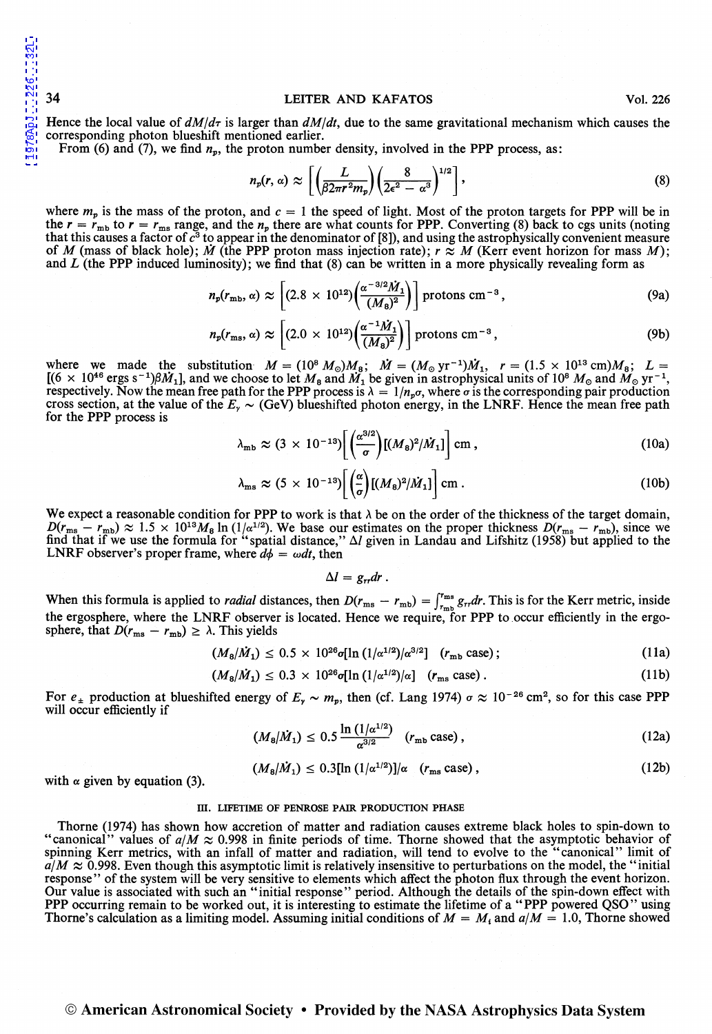Hence the local value of $dM/d\tau$ is larger than $dM/dt$, due to the same gravitational mechanism which causes the corresponding photon blueshift mentioned earlier.

From (6) and (7), we find $n_p$, the proton number density, involved in the PPP process, as:

$$n_p(r, \alpha) \approx \left[\left(\frac{L}{\beta 2\pi r^2 m_p}\right)\left(\frac{8}{2\epsilon^2 - \alpha^3}\right)^{1/2}\right], \tag{8}$$

where $m_p$ is the mass of the proton, and $c = 1$ the speed of light. Most of the proton targets for PPP will be in the $r = r_{\text{mb}}$ to $r = r_{\text{ms}}$ range, and the $n_p$ there are what counts for PPP. Converting (8) back to cgs units (noting that this causes a factor of $c^3$ to appear in the denominator of [8]), and using the astrophysically convenient measure of $M$ (mass of black hole); $\dot{M}$ (the PPP proton mass injection rate); $r \approx M$ (Kerr event horizon for mass $M$); and $L$ (the PPP induced luminosity); we find that (8) can be written in a more physically revealing form as

$$n_p(r_{\text{mb}}, \alpha) \approx \left[(2.8 \times 10^{12})\left(\frac{\alpha^{-3/2}\dot{M}_1}{(M_8)^2}\right)\right] \text{ protons cm}^{-3}, \tag{9a}$$

$$n_p(r_{\text{ms}}, \alpha) \approx \left[(2.0 \times 10^{12})\left(\frac{\alpha^{-1}\dot{M}_1}{(M_8)^2}\right)\right] \text{ protons cm}^{-3}, \tag{9b}$$

where we made the substitution $M = (10^8\, M_\odot)M_8$; $\dot{M} = (M_\odot \text{ yr}^{-1})\dot{M}_1$, $r = (1.5 \times 10^{13} \text{ cm})M_8$; $L = [(6 \times 10^{46} \text{ ergs s}^{-1})\beta\dot{M}_1]$, and we choose to let $M_8$ and $\dot{M}_1$ be given in astrophysical units of $10^8\, M_\odot$ and $M_\odot$ yr$^{-1}$, respectively. Now the mean free path for the PPP process is $\lambda = 1/n_p\sigma$, where $\sigma$ is the corresponding pair production cross section, at the value of the $E_\gamma \sim$ (GeV) blueshifted photon energy, in the LNRF. Hence the mean free path for the PPP process is

$$\lambda_{\text{mb}} \approx (3 \times 10^{-13})\left[\left(\frac{\alpha^{3/2}}{\sigma}\right)[(M_8)^2/\dot{M}_1]\right] \text{ cm}, \tag{10a}$$

$$\lambda_{\text{ms}} \approx (5 \times 10^{-13})\left[\left(\frac{\alpha}{\sigma}\right)[(M_8)^2/\dot{M}_1]\right] \text{ cm}. \tag{10b}$$

We expect a reasonable condition for PPP to work is that $\lambda$ be on the order of the thickness of the target domain, $D(r_{\text{ms}} - r_{\text{mb}}) \approx 1.5 \times 10^{13} M_8 \ln(1/\alpha^{1/2})$. We base our estimates on the proper thickness $D(r_{\text{ms}} - r_{\text{mb}})$, since we find that if we use the formula for "spatial distance," $\Delta l$ given in Landau and Lifshitz (1958) but applied to the LNRF observer's proper frame, where $d\phi = \omega dt$, then

$$\Delta l = g_{rr} dr\,.$$

When this formula is applied to *radial* distances, then $D(r_{\text{ms}} - r_{\text{mb}}) = \int_{r_{\text{mb}}}^{r_{\text{ms}}} g_{rr} dr$. This is for the Kerr metric, inside the ergosphere, where the LNRF observer is located. Hence we require, for PPP to occur efficiently in the ergosphere, that $D(r_{\text{ms}} - r_{\text{mb}}) \geq \lambda$. This yields

$$(M_8/\dot{M}_1) \leq 0.5 \times 10^{26}\sigma[\ln(1/\alpha^{1/2})/\alpha^{3/2}] \quad (r_{\text{mb}} \text{ case}); \tag{11a}$$

$$(M_8/\dot{M}_1) \leq 0.3 \times 10^{26}\sigma[\ln(1/\alpha^{1/2})/\alpha] \quad (r_{\text{ms}} \text{ case}). \tag{11b}$$

For $e_\pm$ production at blueshifted energy of $E_\gamma \sim m_p$, then (cf. Lang 1974) $\sigma \approx 10^{-26}$ cm$^2$, so for this case PPP will occur efficiently if

$$(M_8/\dot{M}_1) \leq 0.5\,\frac{\ln(1/\alpha^{1/2})}{\alpha^{3/2}} \quad (r_{\text{mb}} \text{ case}), \tag{12a}$$

$$(M_8/\dot{M}_1) \leq 0.3[\ln(1/\alpha^{1/2})]/\alpha \quad (r_{\text{ms}} \text{ case}), \tag{12b}$$

with $\alpha$ given by equation (3).

### III. LIFETIME OF PENROSE PAIR PRODUCTION PHASE

Thorne (1974) has shown how accretion of matter and radiation causes extreme black holes to spin-down to "canonical" values of $a/M \approx 0.998$ in finite periods of time. Thorne showed that the asymptotic behavior of spinning Kerr metrics, with an infall of matter and radiation, will tend to evolve to the "canonical" limit of $a/M \approx 0.998$. Even though this asymptotic limit is relatively insensitive to perturbations on the model, the "initial response" of the system will be very sensitive to elements which affect the photon flux through the event horizon. Our value is associated with such an "initial response" period. Although the details of the spin-down effect with PPP occurring remain to be worked out, it is interesting to estimate the lifetime of a "PPP powered QSO" using Thorne's calculation as a limiting model. Assuming initial conditions of $M = M_i$ and $a/M = 1.0$, Thorne showed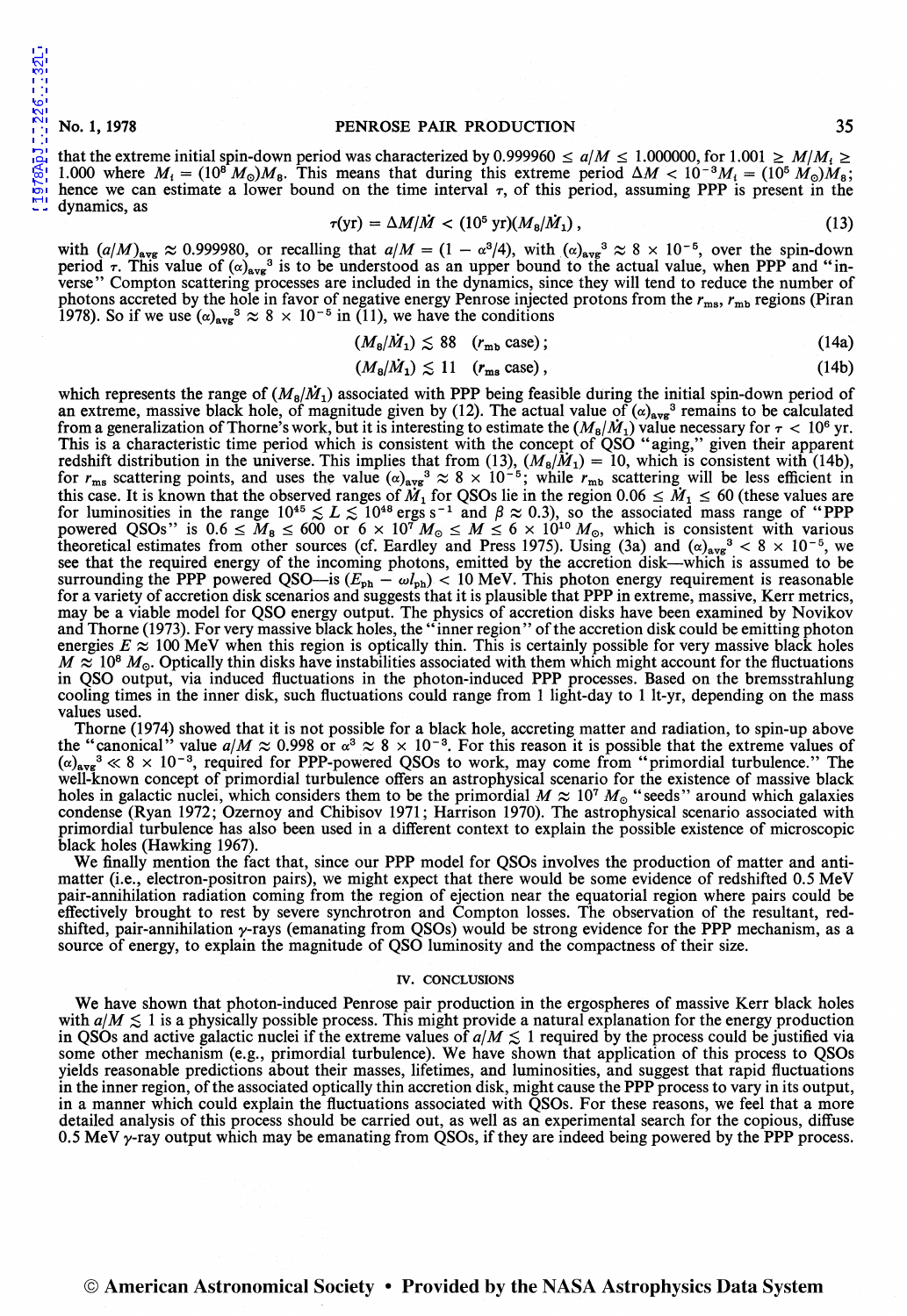that the extreme initial spin-down period was characterized by $0.999960 \leq a/M \leq 1.000000$, for $1.001 \geq M/M_i \geq 1.000$ where $M_i = (10^8 M_\odot)M_8$. This means that during this extreme period $\Delta M < 10^{-3} M_i = (10^5 M_\odot)M_8$; hence we can estimate a lower bound on the time interval $\tau$, of this period, assuming PPP is present in the dynamics, as

$$\tau(\text{yr}) = \Delta M/\dot{M} < (10^5 \text{ yr})(M_8/\dot{M}_1)\,, \tag{13}$$

with $(a/M)_{\text{avg}} \approx 0.999980$, or recalling that $a/M = (1 - \alpha^3/4)$, with $(\alpha)_{\text{avg}}{}^3 \approx 8 \times 10^{-5}$, over the spin-down period $\tau$. This value of $(\alpha)_{\text{avg}}{}^3$ is to be understood as an upper bound to the actual value, when PPP and "inverse" Compton scattering processes are included in the dynamics, since they will tend to reduce the number of photons accreted by the hole in favor of negative energy Penrose injected protons from the $r_{\text{ms}}$, $r_{\text{mb}}$ regions (Piran 1978). So if we use $(\alpha)_{\text{avg}}{}^3 \approx 8 \times 10^{-5}$ in (11), we have the conditions

$$(M_8/\dot{M}_1) \lesssim 88 \quad (r_{\text{mb}} \text{ case})\,; \tag{14a}$$

$$(M_8/\dot{M}_1) \lesssim 11 \quad (r_{\text{ms}} \text{ case})\,, \tag{14b}$$

which represents the range of $(M_8/\dot{M}_1)$ associated with PPP being feasible during the initial spin-down period of an extreme, massive black hole, of magnitude given by (12). The actual value of $(\alpha)_{\text{avg}}{}^3$ remains to be calculated from a generalization of Thorne's work, but it is interesting to estimate the $(M_8/\dot{M}_1)$ value necessary for $\tau < 10^6$ yr. This is a characteristic time period which is consistent with the concept of QSO "aging," given their apparent redshift distribution in the universe. This implies that from (13), $(M_8/\dot{M}_1) = 10$, which is consistent with (14b), for $r_{\text{ms}}$ scattering points, and uses the value $(\alpha)_{\text{avg}}{}^3 \approx 8 \times 10^{-5}$; while $r_{\text{mb}}$ scattering will be less efficient in this case. It is known that the observed ranges of $\dot{M}_1$ for QSOs lie in the region $0.06 \leq \dot{M}_1 \leq 60$ (these values are for luminosities in the range $10^{45} \lesssim L \lesssim 10^{48}$ ergs s$^{-1}$ and $\beta \approx 0.3$), so the associated mass range of "PPP powered QSOs" is $0.6 \leq M_8 \leq 600$ or $6 \times 10^7 M_\odot \leq M \leq 6 \times 10^{10} M_\odot$, which is consistent with various theoretical estimates from other sources (cf. Eardley and Press 1975). Using (3a) and $(\alpha)_{\text{avg}}{}^3 < 8 \times 10^{-5}$, we see that the required energy of the incoming photons, emitted by the accretion disk—which is assumed to be surrounding the PPP powered QSO—is $(E_{\text{ph}} - \omega l_{\text{ph}}) < 10$ MeV. This photon energy requirement is reasonable for a variety of accretion disk scenarios and suggests that it is plausible that PPP in extreme, massive, Kerr metrics, may be a viable model for QSO energy output. The physics of accretion disks have been examined by Novikov and Thorne (1973). For very massive black holes, the "inner region" of the accretion disk could be emitting photon energies $E \approx 100$ MeV when this region is optically thin. This is certainly possible for very massive black holes $M \approx 10^8 M_\odot$. Optically thin disks have instabilities associated with them which might account for the fluctuations in QSO output, via induced fluctuations in the photon-induced PPP processes. Based on the bremsstrahlung cooling times in the inner disk, such fluctuations could range from 1 light-day to 1 lt-yr, depending on the mass values used.

Thorne (1974) showed that it is not possible for a black hole, accreting matter and radiation, to spin-up above the "canonical" value $a/M \approx 0.998$ or $\alpha^3 \approx 8 \times 10^{-3}$. For this reason it is possible that the extreme values of $(\alpha)_{\text{avg}}{}^3 \ll 8 \times 10^{-3}$, required for PPP-powered QSOs to work, may come from "primordial turbulence." The well-known concept of primordial turbulence offers an astrophysical scenario for the existence of massive black holes in galactic nuclei, which considers them to be the primordial $M \approx 10^7 M_\odot$ "seeds" around which galaxies condense (Ryan 1972; Ozernoy and Chibisov 1971; Harrison 1970). The astrophysical scenario associated with primordial turbulence has also been used in a different context to explain the possible existence of microscopic black holes (Hawking 1967).

We finally mention the fact that, since our PPP model for QSOs involves the production of matter and antimatter (i.e., electron-positron pairs), we might expect that there would be some evidence of redshifted 0.5 MeV pair-annihilation radiation coming from the region of ejection near the equatorial region where pairs could be effectively brought to rest by severe synchrotron and Compton losses. The observation of the resultant, redshifted, pair-annihilation $\gamma$-rays (emanating from QSOs) would be strong evidence for the PPP mechanism, as a source of energy, to explain the magnitude of QSO luminosity and the compactness of their size.

## IV. CONCLUSIONS

We have shown that photon-induced Penrose pair production in the ergospheres of massive Kerr black holes with $a/M \lesssim 1$ is a physically possible process. This might provide a natural explanation for the energy production in QSOs and active galactic nuclei if the extreme values of $a/M \lesssim 1$ required by the process could be justified via some other mechanism (e.g., primordial turbulence). We have shown that application of this process to QSOs yields reasonable predictions about their masses, lifetimes, and luminosities, and suggest that rapid fluctuations in the inner region, of the associated optically thin accretion disk, might cause the PPP process to vary in its output, in a manner which could explain the fluctuations associated with QSOs. For these reasons, we feel that a more detailed analysis of this process should be carried out, as well as an experimental search for the copious, diffuse 0.5 MeV $\gamma$-ray output which may be emanating from QSOs, if they are indeed being powered by the PPP process.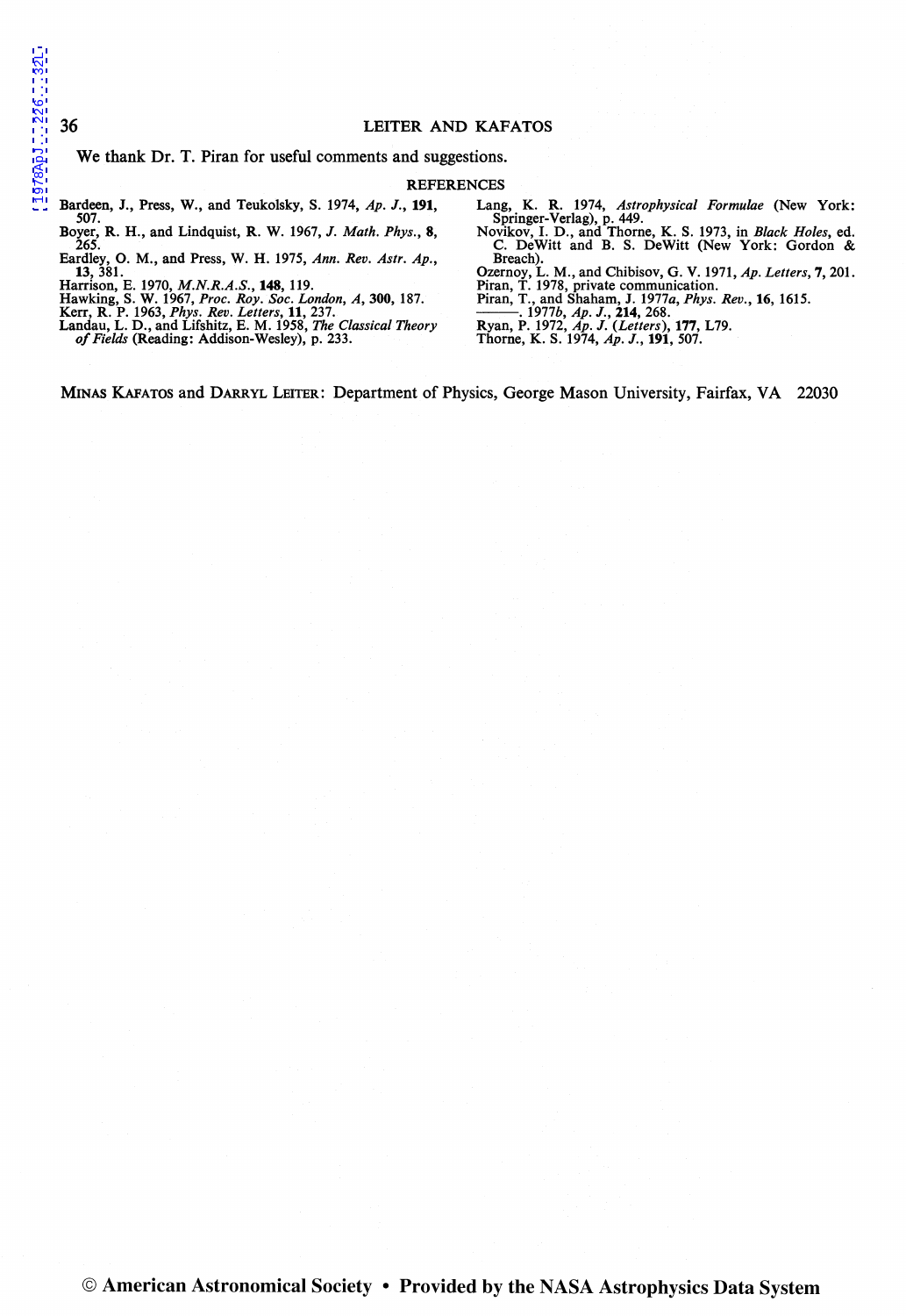We thank Dr. T. Piran for useful comments and suggestions.

## REFERENCES

Bardeen, J., Press, W., and Teukolsky, S. 1974, *Ap. J.*, **191**, 507.
Boyer, R. H., and Lindquist, R. W. 1967, *J. Math. Phys.*, **8**, 265.
Eardley, O. M., and Press, W. H. 1975, *Ann. Rev. Astr. Ap.*, **13**, 381.
Harrison, E. 1970, *M.N.R.A.S.*, **148**, 119.
Hawking, S. W. 1967, *Proc. Roy. Soc. London, A*, **300**, 187.
Kerr, R. P. 1963, *Phys. Rev. Letters*, **11**, 237.
Landau, L. D., and Lifshitz, E. M. 1958, *The Classical Theory of Fields* (Reading: Addison-Wesley), p. 233.
Lang, K. R. 1974, *Astrophysical Formulae* (New York: Springer-Verlag), p. 449.
Novikov, I. D., and Thorne, K. S. 1973, in *Black Holes*, ed. C. DeWitt and B. S. DeWitt (New York: Gordon & Breach).
Ozernoy, L. M., and Chibisov, G. V. 1971, *Ap. Letters*, **7**, 201.
Piran, T. 1978, private communication.
Piran, T., and Shaham, J. 1977*a*, *Phys. Rev.*, **16**, 1615.
———. 1977*b*, *Ap. J.*, **214**, 268.
Ryan, P. 1972, *Ap. J. (Letters)*, **177**, L79.
Thorne, K. S. 1974, *Ap. J.*, **191**, 507.

MINAS KAFATOS and DARRYL LEITER: Department of Physics, George Mason University, Fairfax, VA 22030